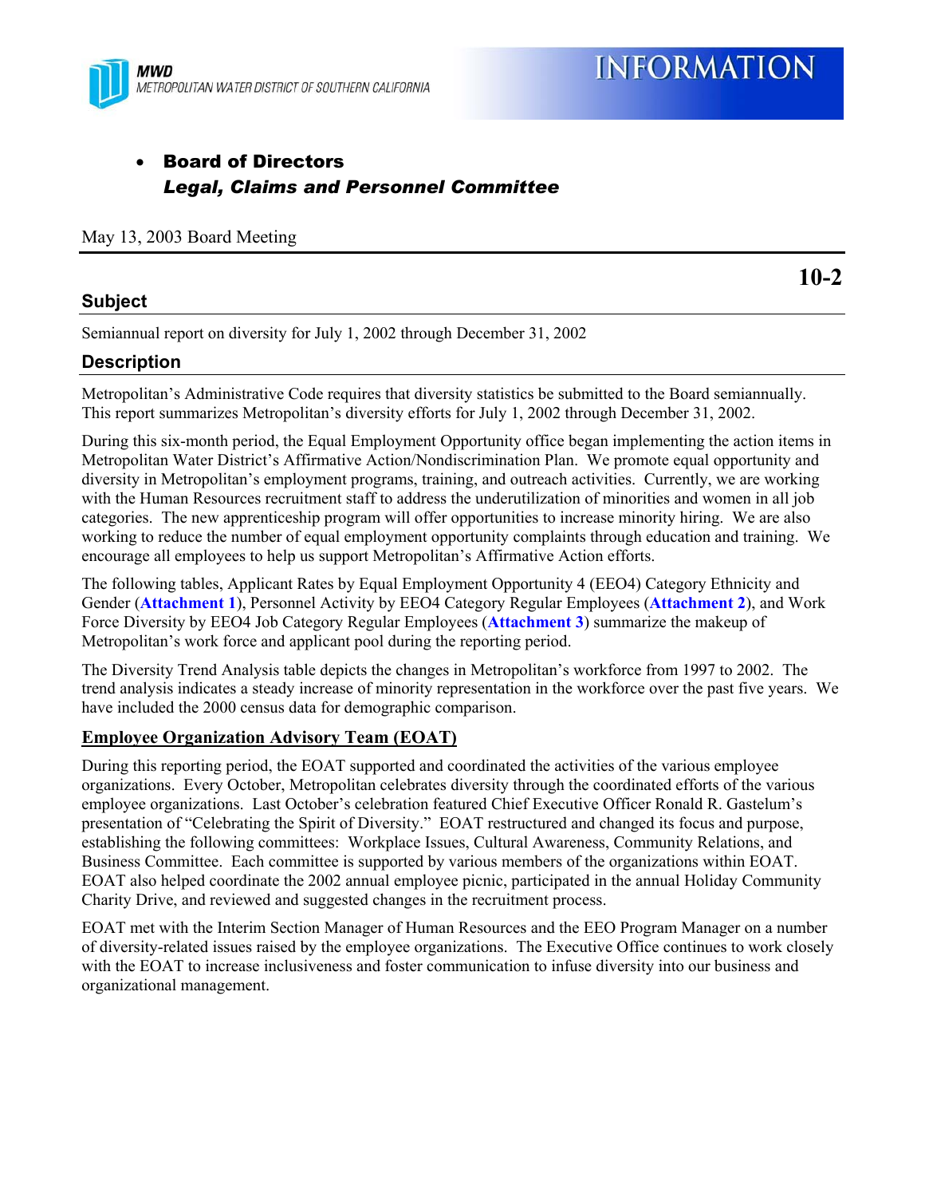MWD
METROPOLITAN WATER DISTRICT OF SOUTHERN CALIFORNIA

# INFORMATION

- **Board of Directors**
  ***Legal, Claims and Personnel Committee***

May 13, 2003 Board Meeting

**10-2**

## Subject

Semiannual report on diversity for July 1, 2002 through December 31, 2002

## Description

Metropolitan's Administrative Code requires that diversity statistics be submitted to the Board semiannually. This report summarizes Metropolitan's diversity efforts for July 1, 2002 through December 31, 2002.

During this six-month period, the Equal Employment Opportunity office began implementing the action items in Metropolitan Water District's Affirmative Action/Nondiscrimination Plan. We promote equal opportunity and diversity in Metropolitan's employment programs, training, and outreach activities. Currently, we are working with the Human Resources recruitment staff to address the underutilization of minorities and women in all job categories. The new apprenticeship program will offer opportunities to increase minority hiring. We are also working to reduce the number of equal employment opportunity complaints through education and training. We encourage all employees to help us support Metropolitan's Affirmative Action efforts.

The following tables, Applicant Rates by Equal Employment Opportunity 4 (EEO4) Category Ethnicity and Gender (**Attachment 1**), Personnel Activity by EEO4 Category Regular Employees (**Attachment 2**), and Work Force Diversity by EEO4 Job Category Regular Employees (**Attachment 3**) summarize the makeup of Metropolitan's work force and applicant pool during the reporting period.

The Diversity Trend Analysis table depicts the changes in Metropolitan's workforce from 1997 to 2002. The trend analysis indicates a steady increase of minority representation in the workforce over the past five years. We have included the 2000 census data for demographic comparison.

### Employee Organization Advisory Team (EOAT)

During this reporting period, the EOAT supported and coordinated the activities of the various employee organizations. Every October, Metropolitan celebrates diversity through the coordinated efforts of the various employee organizations. Last October's celebration featured Chief Executive Officer Ronald R. Gastelum's presentation of "Celebrating the Spirit of Diversity." EOAT restructured and changed its focus and purpose, establishing the following committees: Workplace Issues, Cultural Awareness, Community Relations, and Business Committee. Each committee is supported by various members of the organizations within EOAT. EOAT also helped coordinate the 2002 annual employee picnic, participated in the annual Holiday Community Charity Drive, and reviewed and suggested changes in the recruitment process.

EOAT met with the Interim Section Manager of Human Resources and the EEO Program Manager on a number of diversity-related issues raised by the employee organizations. The Executive Office continues to work closely with the EOAT to increase inclusiveness and foster communication to infuse diversity into our business and organizational management.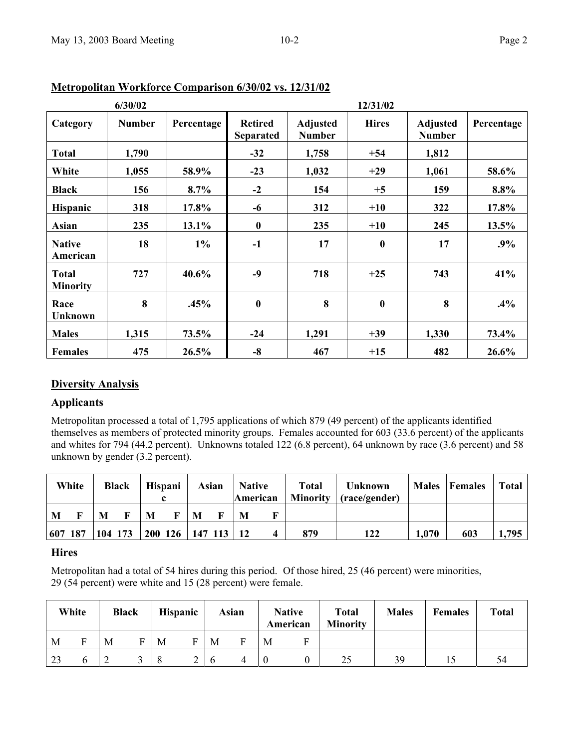## Metropolitan Workforce Comparison 6/30/02 vs. 12/31/02

| | 6/30/02 | | 12/31/02 | | | | |
|---|---|---|---|---|---|---|---|
| **Category** | **Number** | **Percentage** | **Retired Separated** | **Adjusted Number** | **Hires** | **Adjusted Number** | **Percentage** |
| **Total** | **1,790** | | **-32** | **1,758** | **+54** | **1,812** | |
| **White** | **1,055** | **58.9%** | **-23** | **1,032** | **+29** | **1,061** | **58.6%** |
| **Black** | **156** | **8.7%** | **-2** | **154** | **+5** | **159** | **8.8%** |
| **Hispanic** | **318** | **17.8%** | **-6** | **312** | **+10** | **322** | **17.8%** |
| **Asian** | **235** | **13.1%** | **0** | **235** | **+10** | **245** | **13.5%** |
| **Native American** | **18** | **1%** | **-1** | **17** | **0** | **17** | **.9%** |
| **Total Minority** | **727** | **40.6%** | **-9** | **718** | **+25** | **743** | **41%** |
| **Race Unknown** | **8** | **.45%** | **0** | **8** | **0** | **8** | **.4%** |
| **Males** | **1,315** | **73.5%** | **-24** | **1,291** | **+39** | **1,330** | **73.4%** |
| **Females** | **475** | **26.5%** | **-8** | **467** | **+15** | **482** | **26.6%** |

## Diversity Analysis

### Applicants

Metropolitan processed a total of 1,795 applications of which 879 (49 percent) of the applicants identified themselves as members of protected minority groups. Females accounted for 603 (33.6 percent) of the applicants and whites for 794 (44.2 percent). Unknowns totaled 122 (6.8 percent), 64 unknown by race (3.6 percent) and 58 unknown by gender (3.2 percent).

| White | | Black | | Hispanic | | Asian | | Native American | | Total Minority | Unknown (race/gender) | Males | Females | Total |
|---|---|---|---|---|---|---|---|---|---|---|---|---|---|---|
| M | F | M | F | M | F | M | F | M | F | | | | | |
| 607 | 187 | 104 | 173 | 200 | 126 | 147 | 113 | 12 | 4 | 879 | 122 | 1,070 | 603 | 1,795 |

### Hires

Metropolitan had a total of 54 hires during this period. Of those hired, 25 (46 percent) were minorities, 29 (54 percent) were white and 15 (28 percent) were female.

| White | | Black | | Hispanic | | Asian | | Native American | | Total Minority | Males | Females | Total |
|---|---|---|---|---|---|---|---|---|---|---|---|---|---|
| M | F | M | F | M | F | M | F | M | F | | | | |
| 23 | 6 | 2 | 3 | 8 | 2 | 6 | 4 | 0 | 0 | 25 | 39 | 15 | 54 |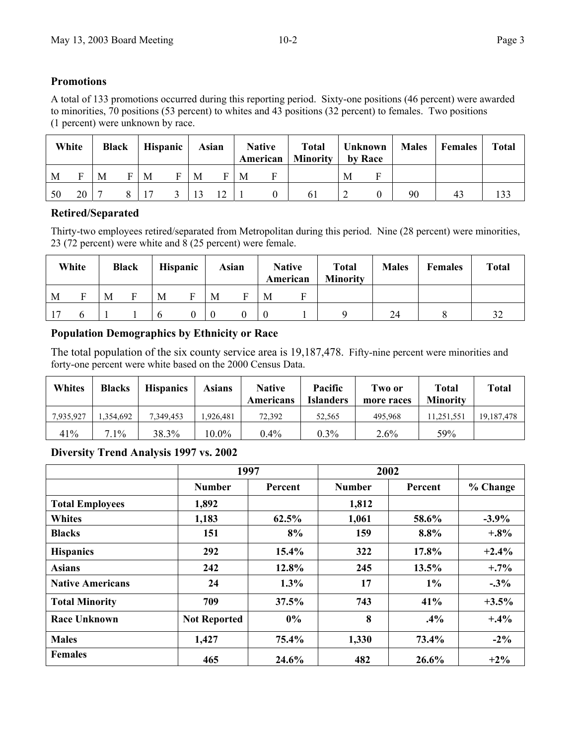## Promotions

A total of 133 promotions occurred during this reporting period. Sixty-one positions (46 percent) were awarded to minorities, 70 positions (53 percent) to whites and 43 positions (32 percent) to females. Two positions (1 percent) were unknown by race.

| White | | Black | | Hispanic | | Asian | | Native American | | Total Minority | Unknown by Race | | Males | Females | Total |
|---|---|---|---|---|---|---|---|---|---|---|---|---|---|---|---|
| M | F | M | F | M | F | M | F | M | F | | M | F | | | |
| 50 | 20 | 7 | 8 | 17 | 3 | 13 | 12 | 1 | 0 | 61 | 2 | 0 | 90 | 43 | 133 |

## Retired/Separated

Thirty-two employees retired/separated from Metropolitan during this period. Nine (28 percent) were minorities, 23 (72 percent) were white and 8 (25 percent) were female.

| White | | Black | | Hispanic | | Asian | | Native American | | Total Minority | Males | Females | Total |
|---|---|---|---|---|---|---|---|---|---|---|---|---|---|
| M | F | M | F | M | F | M | F | M | F | | | | |
| 17 | 6 | 1 | 1 | 6 | 0 | 0 | 0 | 0 | 1 | 9 | 24 | 8 | 32 |

## Population Demographics by Ethnicity or Race

The total population of the six county service area is 19,187,478. Fifty-nine percent were minorities and forty-one percent were white based on the 2000 Census Data.

| Whites | Blacks | Hispanics | Asians | Native Americans | Pacific Islanders | Two or more races | Total Minority | Total |
|---|---|---|---|---|---|---|---|---|
| 7,935,927 | 1,354,692 | 7,349,453 | 1,926,481 | 72,392 | 52,565 | 495,968 | 11,251,551 | 19,187,478 |
| 41% | 7.1% | 38.3% | 10.0% | 0.4% | 0.3% | 2.6% | 59% | |

## Diversity Trend Analysis 1997 vs. 2002

| | 1997 | | 2002 | | |
|---|---|---|---|---|---|
| | **Number** | **Percent** | **Number** | **Percent** | **% Change** |
| **Total Employees** | **1,892** | | **1,812** | | |
| **Whites** | **1,183** | **62.5%** | **1,061** | **58.6%** | **-3.9%** |
| **Blacks** | **151** | **8%** | **159** | **8.8%** | **+.8%** |
| **Hispanics** | **292** | **15.4%** | **322** | **17.8%** | **+2.4%** |
| **Asians** | **242** | **12.8%** | **245** | **13.5%** | **+.7%** |
| **Native Americans** | **24** | **1.3%** | **17** | **1%** | **-.3%** |
| **Total Minority** | **709** | **37.5%** | **743** | **41%** | **+3.5%** |
| **Race Unknown** | **Not Reported** | **0%** | **8** | **.4%** | **+.4%** |
| **Males** | **1,427** | **75.4%** | **1,330** | **73.4%** | **-2%** |
| **Females** | **465** | **24.6%** | **482** | **26.6%** | **+2%** |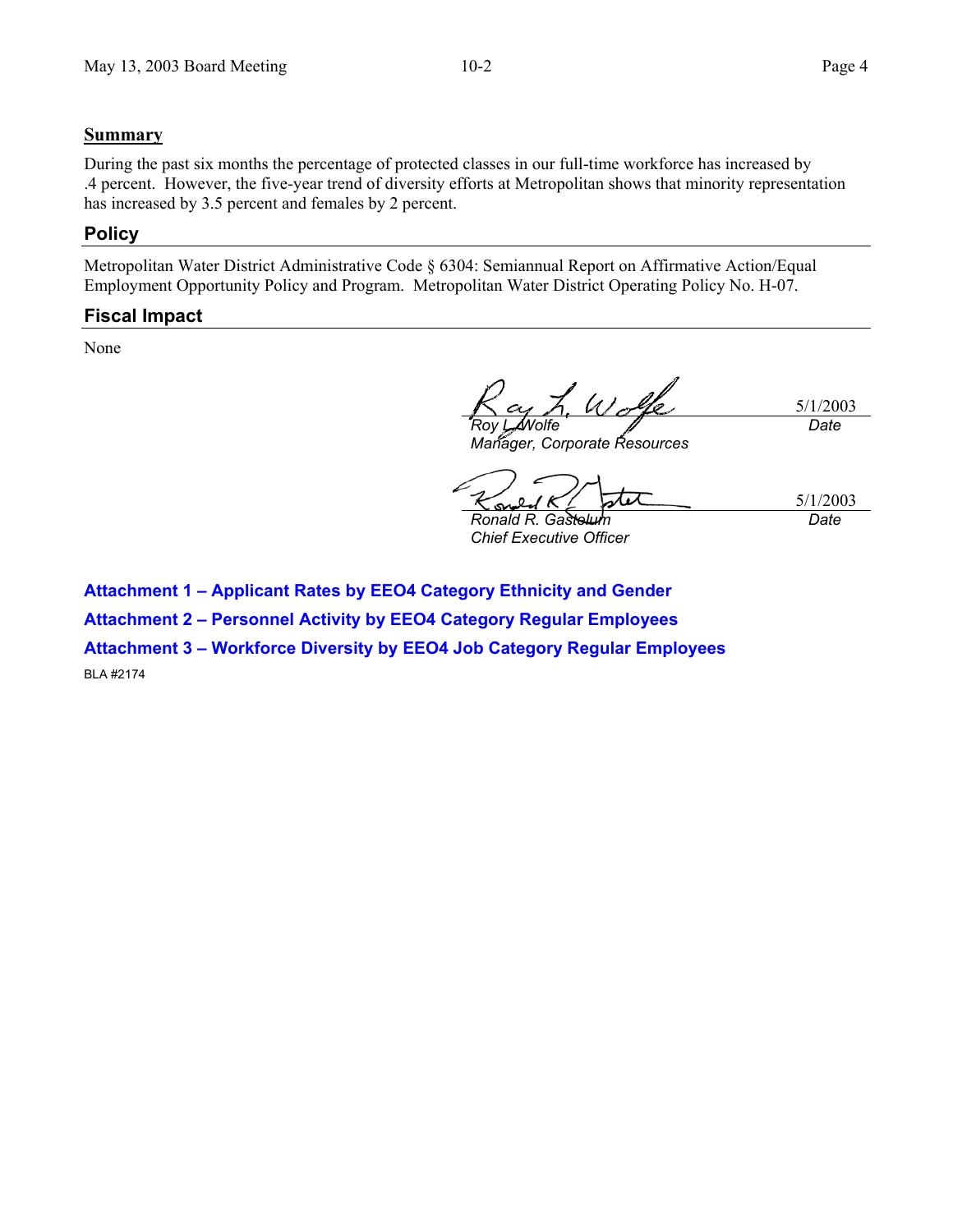## Summary

During the past six months the percentage of protected classes in our full-time workforce has increased by .4 percent. However, the five-year trend of diversity efforts at Metropolitan shows that minority representation has increased by 3.5 percent and females by 2 percent.

## Policy

Metropolitan Water District Administrative Code § 6304: Semiannual Report on Affirmative Action/Equal Employment Opportunity Policy and Program. Metropolitan Water District Operating Policy No. H-07.

## Fiscal Impact

None

| | |
|---|---|
| *Roy L. Wolfe*<br>*Manager, Corporate Resources* | 5/1/2003<br>*Date* |
| *Ronald R. Gastelum*<br>*Chief Executive Officer* | 5/1/2003<br>*Date* |

**Attachment 1 – Applicant Rates by EEO4 Category Ethnicity and Gender**

**Attachment 2 – Personnel Activity by EEO4 Category Regular Employees**

**Attachment 3 – Workforce Diversity by EEO4 Job Category Regular Employees**

BLA #2174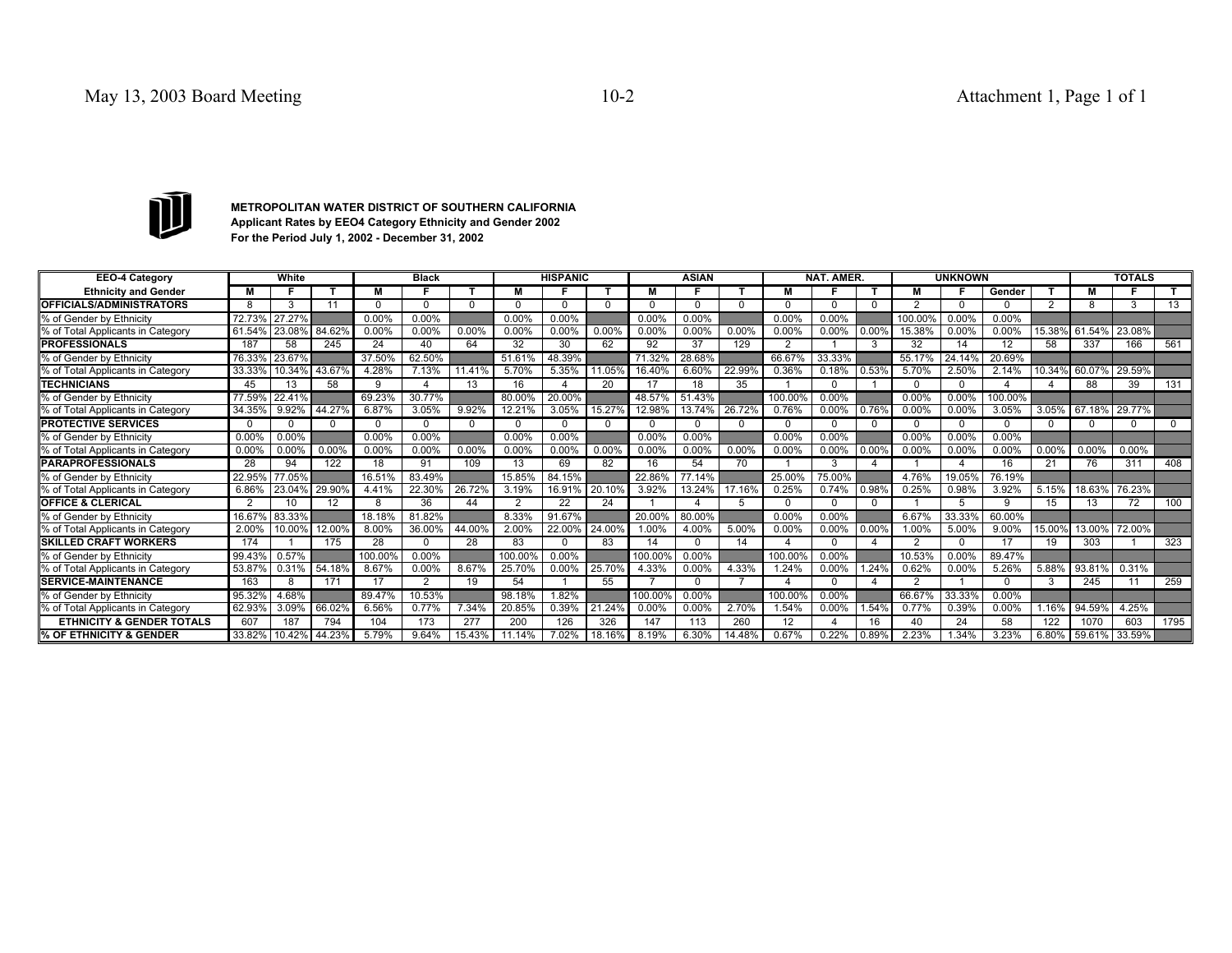**METROPOLITAN WATER DISTRICT OF SOUTHERN CALIFORNIA**
**Applicant Rates by EEO4 Category Ethnicity and Gender 2002**
**For the Period July 1, 2002 - December 31, 2002**

| EEO-4 Category | White | | | Black | | | HISPANIC | | | ASIAN | | | NAT. AMER. | | | UNKNOWN | | | | TOTALS | | |
|---|---|---|---|---|---|---|---|---|---|---|---|---|---|---|---|---|---|---|---|---|---|---|
| Ethnicity and Gender | M | F | T | M | F | T | M | F | T | M | F | T | M | F | T | M | F | Gender | T | M | F | T |
| **OFFICIALS/ADMINISTRATORS** | 8 | 3 | 11 | 0 | 0 | 0 | 0 | 0 | 0 | 0 | 0 | 0 | 0 | 0 | 0 | 2 | 0 | 0 | 2 | 8 | 3 | 13 |
| % of Gender by Ethnicity | 72.73% | 27.27% | | 0.00% | 0.00% | | 0.00% | 0.00% | | 0.00% | 0.00% | | 0.00% | 0.00% | | 100.00% | 0.00% | 0.00% | | | | |
| % of Total Applicants in Category | 61.54% | 23.08% | 84.62% | 0.00% | 0.00% | 0.00% | 0.00% | 0.00% | 0.00% | 0.00% | 0.00% | 0.00% | 0.00% | 0.00% | 0.00% | 15.38% | 0.00% | 0.00% | 15.38% | 61.54% | 23.08% | |
| **PROFESSIONALS** | 187 | 58 | 245 | 24 | 40 | 64 | 32 | 30 | 62 | 92 | 37 | 129 | 2 | 1 | 3 | 32 | 14 | 12 | 58 | 337 | 166 | 561 |
| % of Gender by Ethnicity | 76.33% | 23.67% | | 37.50% | 62.50% | | 51.61% | 48.39% | | 71.32% | 28.68% | | 66.67% | 33.33% | | 55.17% | 24.14% | 20.69% | | | | |
| % of Total Applicants in Category | 33.33% | 10.34% | 43.67% | 4.28% | 7.13% | 11.41% | 5.70% | 5.35% | 11.05% | 16.40% | 6.60% | 22.99% | 0.36% | 0.18% | 0.53% | 5.70% | 2.50% | 2.14% | 10.34% | 60.07% | 29.59% | |
| **TECHNICIANS** | 45 | 13 | 58 | 9 | 4 | 13 | 16 | 4 | 20 | 17 | 18 | 35 | 1 | 0 | 1 | 0 | 0 | 4 | 4 | 88 | 39 | 131 |
| % of Gender by Ethnicity | 77.59% | 22.41% | | 69.23% | 30.77% | | 80.00% | 20.00% | | 48.57% | 51.43% | | 100.00% | 0.00% | | 0.00% | 0.00% | 100.00% | | | | |
| % of Total Applicants in Category | 34.35% | 9.92% | 44.27% | 6.87% | 3.05% | 9.92% | 12.21% | 3.05% | 15.27% | 12.98% | 13.74% | 26.72% | 0.76% | 0.00% | 0.76% | 0.00% | 0.00% | 3.05% | 3.05% | 67.18% | 29.77% | |
| **PROTECTIVE SERVICES** | 0 | 0 | 0 | 0 | 0 | 0 | 0 | 0 | 0 | 0 | 0 | 0 | 0 | 0 | 0 | 0 | 0 | 0 | 0 | 0 | 0 | 0 |
| % of Gender by Ethnicity | 0.00% | 0.00% | | 0.00% | 0.00% | | 0.00% | 0.00% | | 0.00% | 0.00% | | 0.00% | 0.00% | | 0.00% | 0.00% | 0.00% | | | | |
| % of Total Applicants in Category | 0.00% | 0.00% | 0.00% | 0.00% | 0.00% | 0.00% | 0.00% | 0.00% | 0.00% | 0.00% | 0.00% | 0.00% | 0.00% | 0.00% | 0.00% | 0.00% | 0.00% | 0.00% | 0.00% | 0.00% | 0.00% | |
| **PARAPROFESSIONALS** | 28 | 94 | 122 | 18 | 91 | 109 | 13 | 69 | 82 | 16 | 54 | 70 | 1 | 3 | 4 | 1 | 4 | 16 | 21 | 76 | 311 | 408 |
| % of Gender by Ethnicity | 22.95% | 77.05% | | 16.51% | 83.49% | | 15.85% | 84.15% | | 22.86% | 77.14% | | 25.00% | 75.00% | | 4.76% | 19.05% | 76.19% | | | | |
| % of Total Applicants in Category | 6.86% | 23.04% | 29.90% | 4.41% | 22.30% | 26.72% | 3.19% | 16.91% | 20.10% | 3.92% | 13.24% | 17.16% | 0.25% | 0.74% | 0.98% | 0.25% | 0.98% | 3.92% | 5.15% | 18.63% | 76.23% | |
| **OFFICE & CLERICAL** | 2 | 10 | 12 | 8 | 36 | 44 | 2 | 22 | 24 | 1 | 4 | 5 | 0 | 0 | 0 | 1 | 5 | 9 | 15 | 13 | 72 | 100 |
| % of Gender by Ethnicity | 16.67% | 83.33% | | 18.18% | 81.82% | | 8.33% | 91.67% | | 20.00% | 80.00% | | 0.00% | 0.00% | | 6.67% | 33.33% | 60.00% | | | | |
| % of Total Applicants in Category | 2.00% | 10.00% | 12.00% | 8.00% | 36.00% | 44.00% | 2.00% | 22.00% | 24.00% | 1.00% | 4.00% | 5.00% | 0.00% | 0.00% | 0.00% | 1.00% | 5.00% | 9.00% | 15.00% | 13.00% | 72.00% | |
| **SKILLED CRAFT WORKERS** | 174 | 1 | 175 | 28 | 0 | 28 | 83 | 0 | 83 | 14 | 0 | 14 | 4 | 0 | 4 | 2 | 0 | 17 | 19 | 303 | 1 | 323 |
| % of Gender by Ethnicity | 99.43% | 0.57% | | 100.00% | 0.00% | | 100.00% | 0.00% | | 100.00% | 0.00% | | 100.00% | 0.00% | | 10.53% | 0.00% | 89.47% | | | | |
| % of Total Applicants in Category | 53.87% | 0.31% | 54.18% | 8.67% | 0.00% | 8.67% | 25.70% | 0.00% | 25.70% | 4.33% | 0.00% | 4.33% | 1.24% | 0.00% | 1.24% | 0.62% | 0.00% | 5.26% | 5.88% | 93.81% | 0.31% | |
| **SERVICE-MAINTENANCE** | 163 | 8 | 171 | 17 | 2 | 19 | 54 | 1 | 55 | 7 | 0 | 7 | 4 | 0 | 4 | 2 | 1 | 0 | 3 | 245 | 11 | 259 |
| % of Gender by Ethnicity | 95.32% | 4.68% | | 89.47% | 10.53% | | 98.18% | 1.82% | | 100.00% | 0.00% | | 100.00% | 0.00% | | 66.67% | 33.33% | 0.00% | | | | |
| % of Total Applicants in Category | 62.93% | 3.09% | 66.02% | 6.56% | 0.77% | 7.34% | 20.85% | 0.39% | 21.24% | 0.00% | 0.00% | 2.70% | 1.54% | 0.00% | 1.54% | 0.77% | 0.39% | 0.00% | 1.16% | 94.59% | 4.25% | |
| **ETHNICITY & GENDER TOTALS** | 607 | 187 | 794 | 104 | 173 | 277 | 200 | 126 | 326 | 147 | 113 | 260 | 12 | 4 | 16 | 40 | 24 | 58 | 122 | 1070 | 603 | 1795 |
| **% OF ETHNICITY & GENDER** | 33.82% | 10.42% | 44.23% | 5.79% | 9.64% | 15.43% | 11.14% | 7.02% | 18.16% | 8.19% | 6.30% | 14.48% | 0.67% | 0.22% | 0.89% | 2.23% | 1.34% | 3.23% | 6.80% | 59.61% | 33.59% | |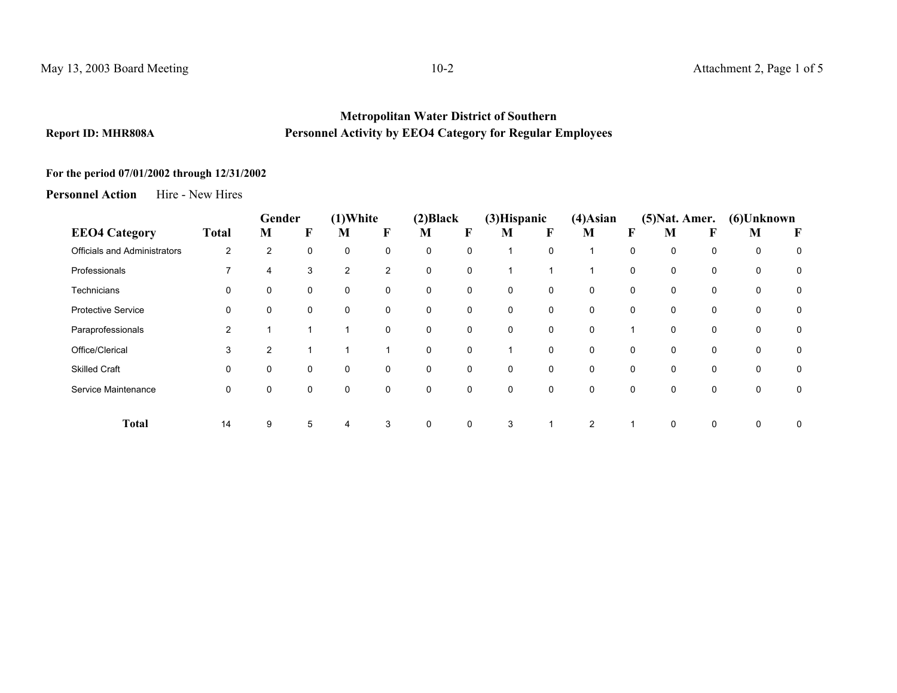**Report ID: MHR808A**

## Metropolitan Water District of Southern
## Personnel Activity by EEO4 Category for Regular Employees

**For the period 07/01/2002 through 12/31/2002**

**Personnel Action** Hire - New Hires

| EEO4 Category | Total | Gender | | (1)White | | (2)Black | | (3)Hispanic | | (4)Asian | | (5)Nat. Amer. | | (6)Unknown | |
|---|---|---|---|---|---|---|---|---|---|---|---|---|---|---|---|
| | | M | F | M | F | M | F | M | F | M | F | M | F | M | F |
| Officials and Administrators | 2 | 2 | 0 | 0 | 0 | 0 | 0 | 1 | 0 | 1 | 0 | 0 | 0 | 0 | 0 |
| Professionals | 7 | 4 | 3 | 2 | 2 | 0 | 0 | 1 | 1 | 1 | 0 | 0 | 0 | 0 | 0 |
| Technicians | 0 | 0 | 0 | 0 | 0 | 0 | 0 | 0 | 0 | 0 | 0 | 0 | 0 | 0 | 0 |
| Protective Service | 0 | 0 | 0 | 0 | 0 | 0 | 0 | 0 | 0 | 0 | 0 | 0 | 0 | 0 | 0 |
| Paraprofessionals | 2 | 1 | 1 | 1 | 0 | 0 | 0 | 0 | 0 | 0 | 1 | 0 | 0 | 0 | 0 |
| Office/Clerical | 3 | 2 | 1 | 1 | 1 | 0 | 0 | 1 | 0 | 0 | 0 | 0 | 0 | 0 | 0 |
| Skilled Craft | 0 | 0 | 0 | 0 | 0 | 0 | 0 | 0 | 0 | 0 | 0 | 0 | 0 | 0 | 0 |
| Service Maintenance | 0 | 0 | 0 | 0 | 0 | 0 | 0 | 0 | 0 | 0 | 0 | 0 | 0 | 0 | 0 |
| **Total** | 14 | 9 | 5 | 4 | 3 | 0 | 0 | 3 | 1 | 2 | 1 | 0 | 0 | 0 | 0 |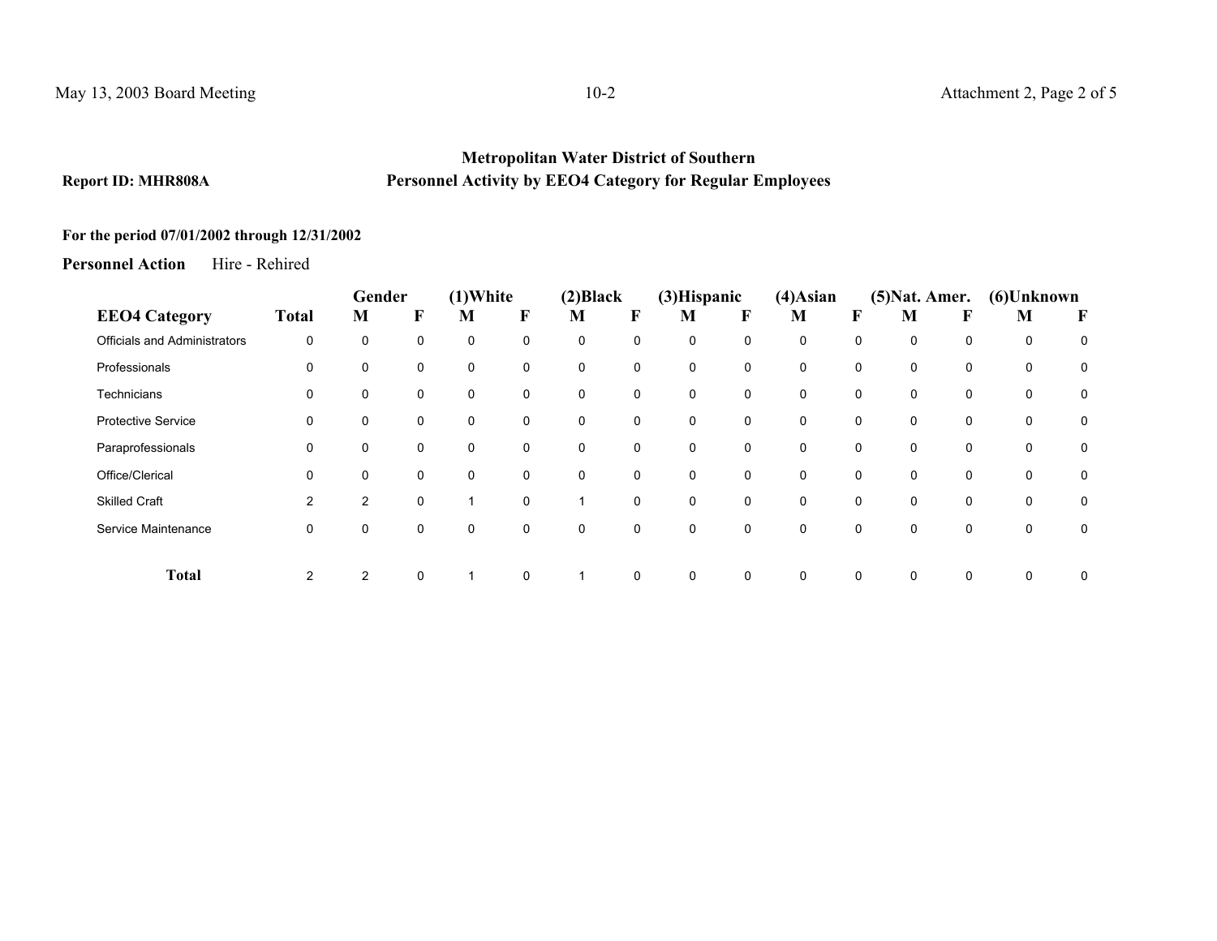**Metropolitan Water District of Southern**

**Report ID: MHR808A** **Personnel Activity by EEO4 Category for Regular Employees**

**For the period 07/01/2002 through 12/31/2002**

**Personnel Action** Hire - Rehired

| | | Gender | | (1)White | | (2)Black | | (3)Hispanic | | (4)Asian | | (5)Nat. Amer. | | (6)Unknown | |
|---|---|---|---|---|---|---|---|---|---|---|---|---|---|---|---|
| **EEO4 Category** | **Total** | **M** | **F** | **M** | **F** | **M** | **F** | **M** | **F** | **M** | **F** | **M** | **F** | **M** | **F** |
| Officials and Administrators | 0 | 0 | 0 | 0 | 0 | 0 | 0 | 0 | 0 | 0 | 0 | 0 | 0 | 0 | 0 |
| Professionals | 0 | 0 | 0 | 0 | 0 | 0 | 0 | 0 | 0 | 0 | 0 | 0 | 0 | 0 | 0 |
| Technicians | 0 | 0 | 0 | 0 | 0 | 0 | 0 | 0 | 0 | 0 | 0 | 0 | 0 | 0 | 0 |
| Protective Service | 0 | 0 | 0 | 0 | 0 | 0 | 0 | 0 | 0 | 0 | 0 | 0 | 0 | 0 | 0 |
| Paraprofessionals | 0 | 0 | 0 | 0 | 0 | 0 | 0 | 0 | 0 | 0 | 0 | 0 | 0 | 0 | 0 |
| Office/Clerical | 0 | 0 | 0 | 0 | 0 | 0 | 0 | 0 | 0 | 0 | 0 | 0 | 0 | 0 | 0 |
| Skilled Craft | 2 | 2 | 0 | 1 | 0 | 1 | 0 | 0 | 0 | 0 | 0 | 0 | 0 | 0 | 0 |
| Service Maintenance | 0 | 0 | 0 | 0 | 0 | 0 | 0 | 0 | 0 | 0 | 0 | 0 | 0 | 0 | 0 |
| **Total** | 2 | 2 | 0 | 1 | 0 | 1 | 0 | 0 | 0 | 0 | 0 | 0 | 0 | 0 | 0 |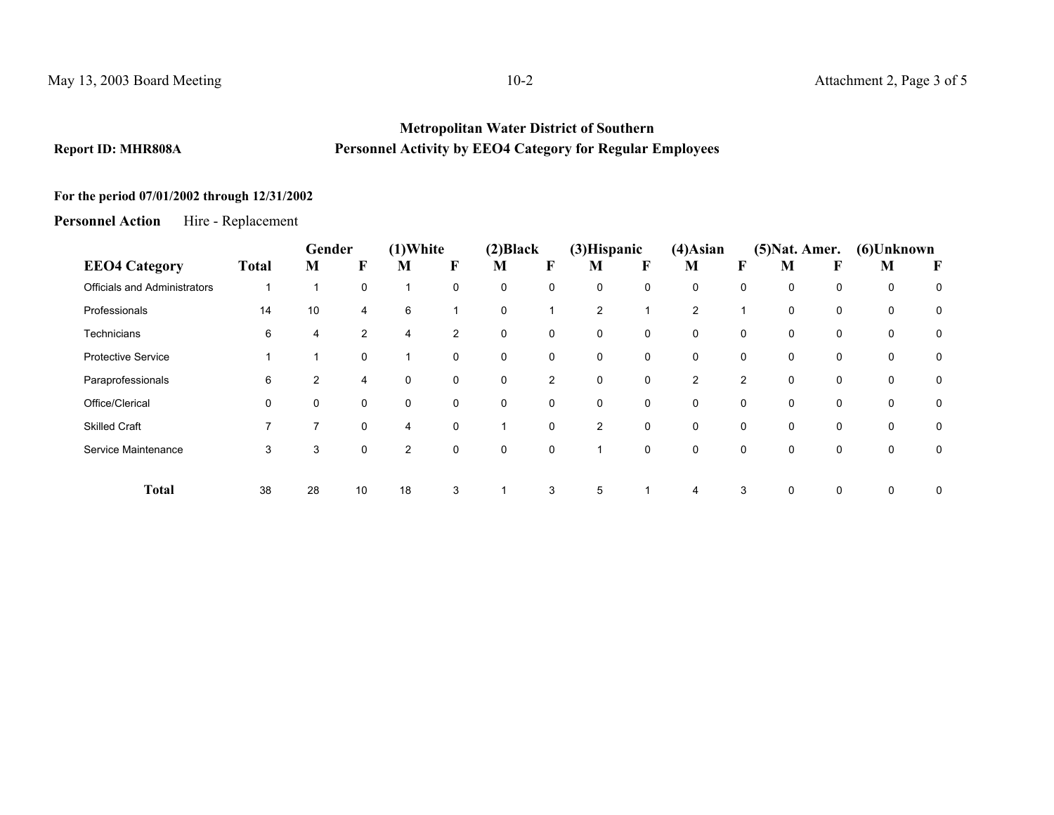**Metropolitan Water District of Southern**

**Report ID: MHR808A** **Personnel Activity by EEO4 Category for Regular Employees**

**For the period 07/01/2002 through 12/31/2002**

**Personnel Action** Hire - Replacement

| | | Gender | | (1)White | | (2)Black | | (3)Hispanic | | (4)Asian | | (5)Nat. Amer. | | (6)Unknown | |
|---|---|---|---|---|---|---|---|---|---|---|---|---|---|---|---|
| **EEO4 Category** | **Total** | **M** | **F** | **M** | **F** | **M** | **F** | **M** | **F** | **M** | **F** | **M** | **F** | **M** | **F** |
| Officials and Administrators | 1 | 1 | 0 | 1 | 0 | 0 | 0 | 0 | 0 | 0 | 0 | 0 | 0 | 0 | 0 |
| Professionals | 14 | 10 | 4 | 6 | 1 | 0 | 1 | 2 | 1 | 2 | 1 | 0 | 0 | 0 | 0 |
| Technicians | 6 | 4 | 2 | 4 | 2 | 0 | 0 | 0 | 0 | 0 | 0 | 0 | 0 | 0 | 0 |
| Protective Service | 1 | 1 | 0 | 1 | 0 | 0 | 0 | 0 | 0 | 0 | 0 | 0 | 0 | 0 | 0 |
| Paraprofessionals | 6 | 2 | 4 | 0 | 0 | 0 | 2 | 0 | 0 | 2 | 2 | 0 | 0 | 0 | 0 |
| Office/Clerical | 0 | 0 | 0 | 0 | 0 | 0 | 0 | 0 | 0 | 0 | 0 | 0 | 0 | 0 | 0 |
| Skilled Craft | 7 | 7 | 0 | 4 | 0 | 1 | 0 | 2 | 0 | 0 | 0 | 0 | 0 | 0 | 0 |
| Service Maintenance | 3 | 3 | 0 | 2 | 0 | 0 | 0 | 1 | 0 | 0 | 0 | 0 | 0 | 0 | 0 |
| **Total** | 38 | 28 | 10 | 18 | 3 | 1 | 3 | 5 | 1 | 4 | 3 | 0 | 0 | 0 | 0 |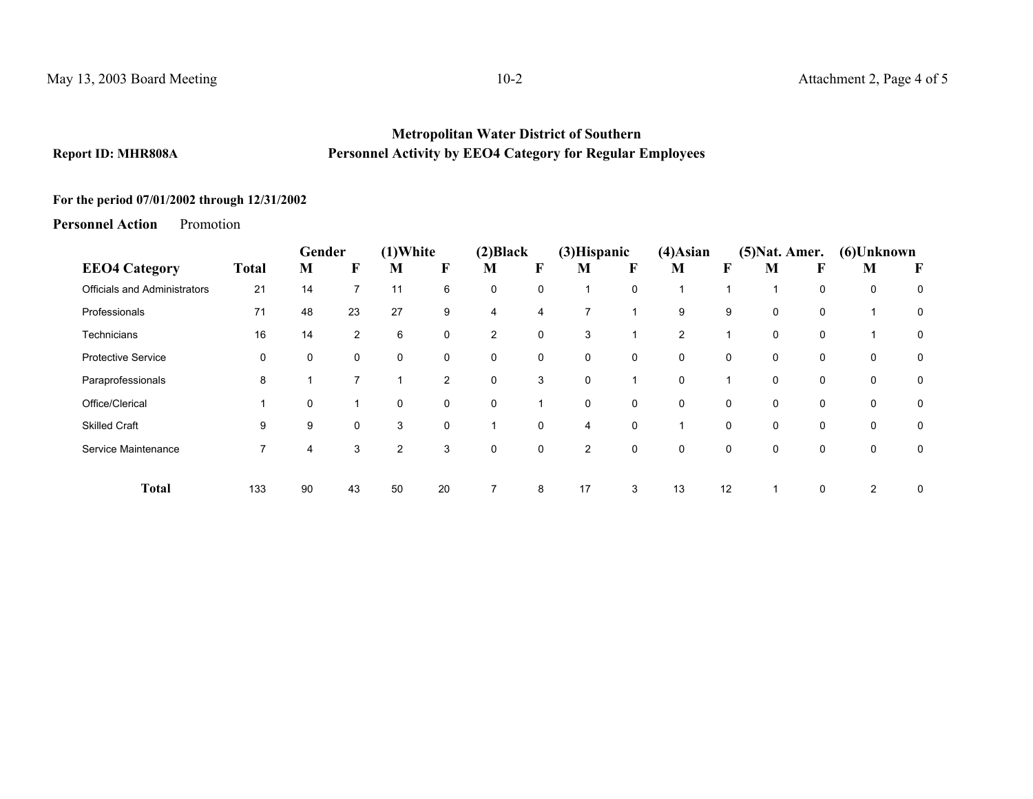**Report ID: MHR808A**

## Metropolitan Water District of Southern
## Personnel Activity by EEO4 Category for Regular Employees

**For the period 07/01/2002 through 12/31/2002**

**Personnel Action** Promotion

| EEO4 Category | Total | Gender | | (1)White | | (2)Black | | (3)Hispanic | | (4)Asian | | (5)Nat. Amer. | | (6)Unknown | |
|---|---|---|---|---|---|---|---|---|---|---|---|---|---|---|---|
| | | M | F | M | F | M | F | M | F | M | F | M | F | M | F |
| Officials and Administrators | 21 | 14 | 7 | 11 | 6 | 0 | 0 | 1 | 0 | 1 | 1 | 1 | 0 | 0 | 0 |
| Professionals | 71 | 48 | 23 | 27 | 9 | 4 | 4 | 7 | 1 | 9 | 9 | 0 | 0 | 1 | 0 |
| Technicians | 16 | 14 | 2 | 6 | 0 | 2 | 0 | 3 | 1 | 2 | 1 | 0 | 0 | 1 | 0 |
| Protective Service | 0 | 0 | 0 | 0 | 0 | 0 | 0 | 0 | 0 | 0 | 0 | 0 | 0 | 0 | 0 |
| Paraprofessionals | 8 | 1 | 7 | 1 | 2 | 0 | 3 | 0 | 1 | 0 | 1 | 0 | 0 | 0 | 0 |
| Office/Clerical | 1 | 0 | 1 | 0 | 0 | 0 | 1 | 0 | 0 | 0 | 0 | 0 | 0 | 0 | 0 |
| Skilled Craft | 9 | 9 | 0 | 3 | 0 | 1 | 0 | 4 | 0 | 1 | 0 | 0 | 0 | 0 | 0 |
| Service Maintenance | 7 | 4 | 3 | 2 | 3 | 0 | 0 | 2 | 0 | 0 | 0 | 0 | 0 | 0 | 0 |
| **Total** | 133 | 90 | 43 | 50 | 20 | 7 | 8 | 17 | 3 | 13 | 12 | 1 | 0 | 2 | 0 |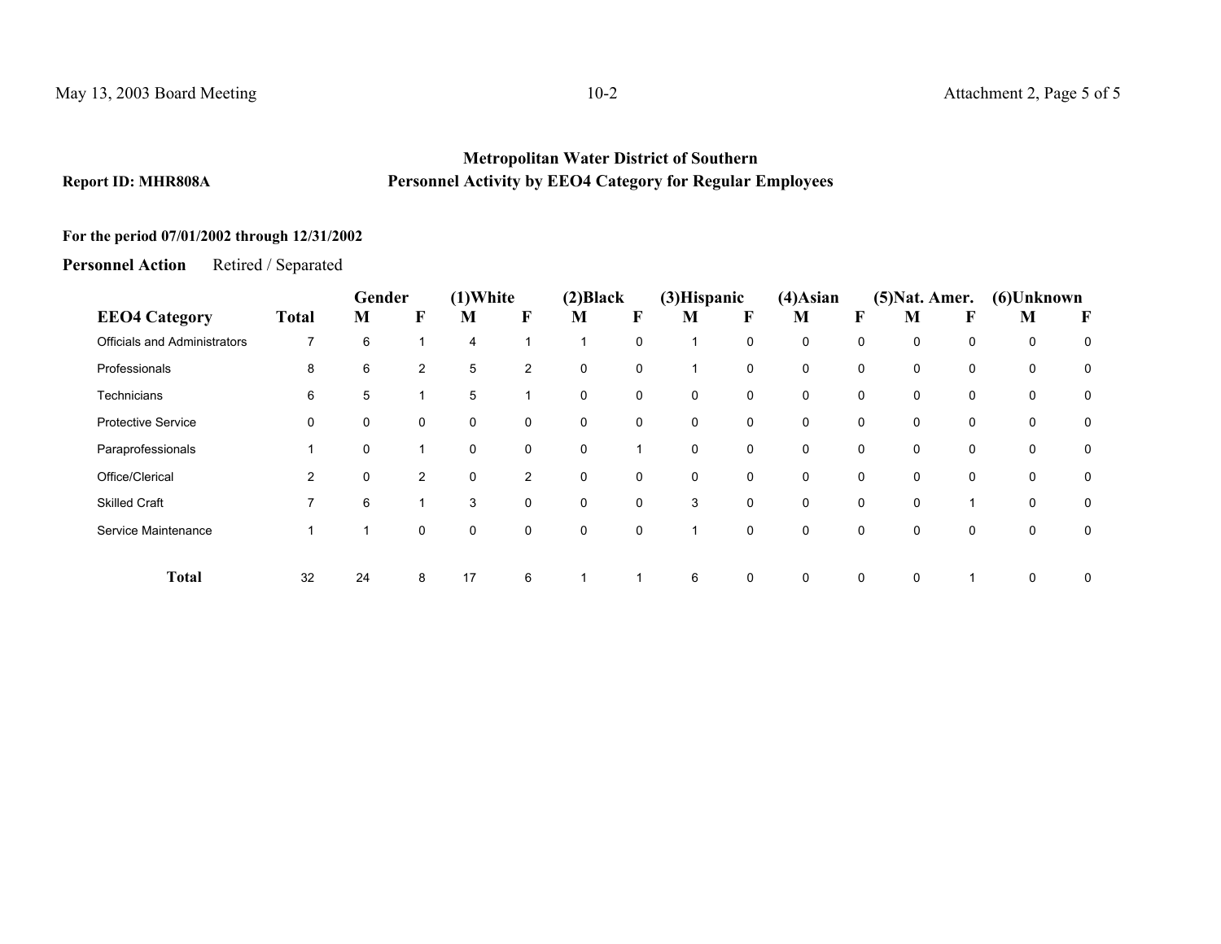**Metropolitan Water District of Southern**

**Report ID: MHR808A** **Personnel Activity by EEO4 Category for Regular Employees**

**For the period 07/01/2002 through 12/31/2002**

**Personnel Action** Retired / Separated

| EEO4 Category | Total | Gender M | Gender F | (1)White M | (1)White F | (2)Black M | (2)Black F | (3)Hispanic M | (3)Hispanic F | (4)Asian M | (4)Asian F | (5)Nat. Amer. M | (5)Nat. Amer. F | (6)Unknown M | (6)Unknown F |
|---|---|---|---|---|---|---|---|---|---|---|---|---|---|---|---|
| Officials and Administrators | 7 | 6 | 1 | 4 | 1 | 1 | 0 | 1 | 0 | 0 | 0 | 0 | 0 | 0 | 0 |
| Professionals | 8 | 6 | 2 | 5 | 2 | 0 | 0 | 1 | 0 | 0 | 0 | 0 | 0 | 0 | 0 |
| Technicians | 6 | 5 | 1 | 5 | 1 | 0 | 0 | 0 | 0 | 0 | 0 | 0 | 0 | 0 | 0 |
| Protective Service | 0 | 0 | 0 | 0 | 0 | 0 | 0 | 0 | 0 | 0 | 0 | 0 | 0 | 0 | 0 |
| Paraprofessionals | 1 | 0 | 1 | 0 | 0 | 0 | 1 | 0 | 0 | 0 | 0 | 0 | 0 | 0 | 0 |
| Office/Clerical | 2 | 0 | 2 | 0 | 2 | 0 | 0 | 0 | 0 | 0 | 0 | 0 | 0 | 0 | 0 |
| Skilled Craft | 7 | 6 | 1 | 3 | 0 | 0 | 0 | 3 | 0 | 0 | 0 | 0 | 1 | 0 | 0 |
| Service Maintenance | 1 | 1 | 0 | 0 | 0 | 0 | 0 | 1 | 0 | 0 | 0 | 0 | 0 | 0 | 0 |
| **Total** | 32 | 24 | 8 | 17 | 6 | 1 | 1 | 6 | 0 | 0 | 0 | 0 | 1 | 0 | 0 |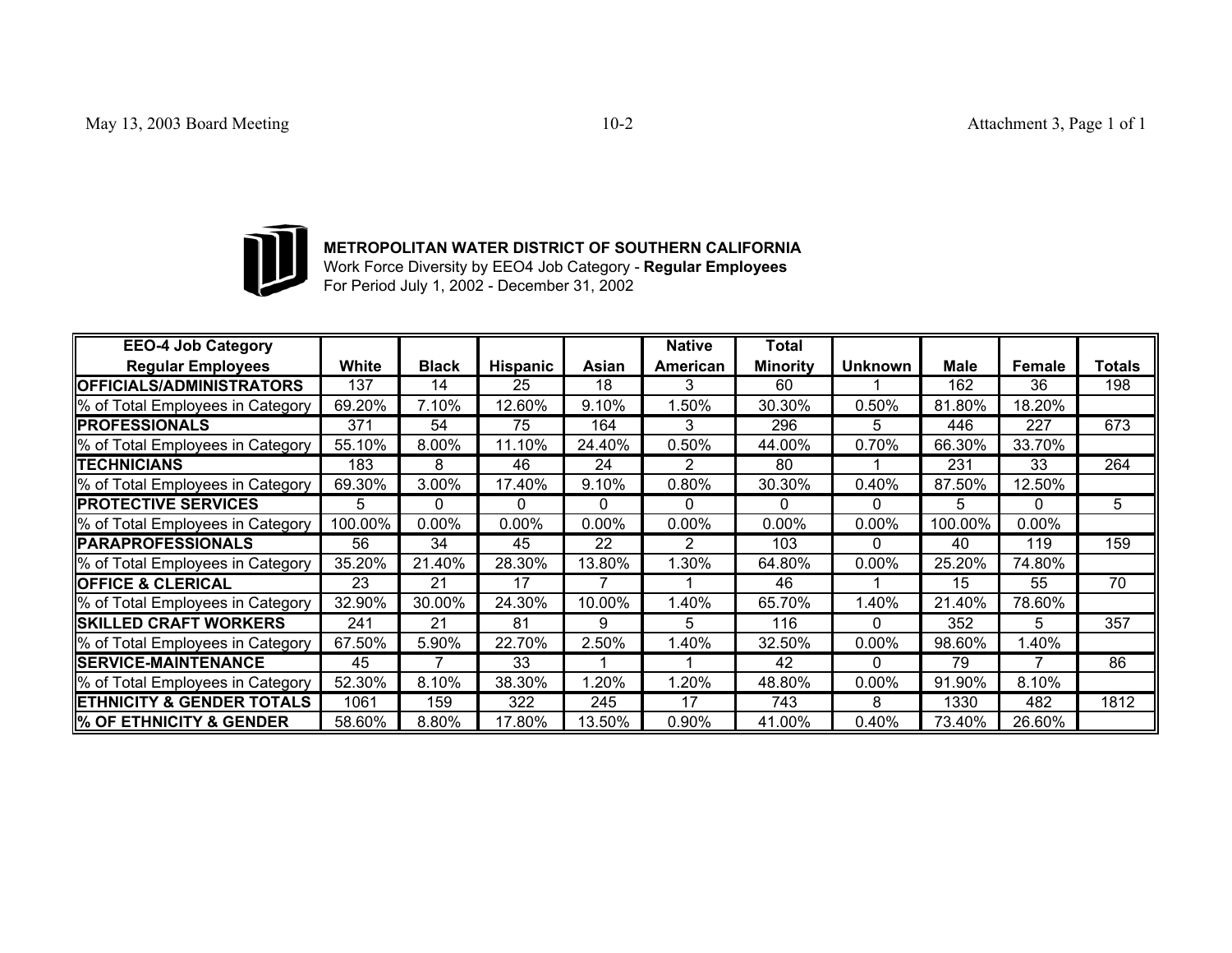**METROPOLITAN WATER DISTRICT OF SOUTHERN CALIFORNIA**
Work Force Diversity by EEO4 Job Category - **Regular Employees**
For Period July 1, 2002 - December 31, 2002

| EEO-4 Job Category Regular Employees | White | Black | Hispanic | Asian | Native American | Total Minority | Unknown | Male | Female | Totals |
|---|---|---|---|---|---|---|---|---|---|---|
| **OFFICIALS/ADMINISTRATORS** | 137 | 14 | 25 | 18 | 3 | 60 | 1 | 162 | 36 | 198 |
| % of Total Employees in Category | 69.20% | 7.10% | 12.60% | 9.10% | 1.50% | 30.30% | 0.50% | 81.80% | 18.20% | |
| **PROFESSIONALS** | 371 | 54 | 75 | 164 | 3 | 296 | 5 | 446 | 227 | 673 |
| % of Total Employees in Category | 55.10% | 8.00% | 11.10% | 24.40% | 0.50% | 44.00% | 0.70% | 66.30% | 33.70% | |
| **TECHNICIANS** | 183 | 8 | 46 | 24 | 2 | 80 | 1 | 231 | 33 | 264 |
| % of Total Employees in Category | 69.30% | 3.00% | 17.40% | 9.10% | 0.80% | 30.30% | 0.40% | 87.50% | 12.50% | |
| **PROTECTIVE SERVICES** | 5 | 0 | 0 | 0 | 0 | 0 | 0 | 5 | 0 | 5 |
| % of Total Employees in Category | 100.00% | 0.00% | 0.00% | 0.00% | 0.00% | 0.00% | 0.00% | 100.00% | 0.00% | |
| **PARAPROFESSIONALS** | 56 | 34 | 45 | 22 | 2 | 103 | 0 | 40 | 119 | 159 |
| % of Total Employees in Category | 35.20% | 21.40% | 28.30% | 13.80% | 1.30% | 64.80% | 0.00% | 25.20% | 74.80% | |
| **OFFICE & CLERICAL** | 23 | 21 | 17 | 7 | 1 | 46 | 1 | 15 | 55 | 70 |
| % of Total Employees in Category | 32.90% | 30.00% | 24.30% | 10.00% | 1.40% | 65.70% | 1.40% | 21.40% | 78.60% | |
| **SKILLED CRAFT WORKERS** | 241 | 21 | 81 | 9 | 5 | 116 | 0 | 352 | 5 | 357 |
| % of Total Employees in Category | 67.50% | 5.90% | 22.70% | 2.50% | 1.40% | 32.50% | 0.00% | 98.60% | 1.40% | |
| **SERVICE-MAINTENANCE** | 45 | 7 | 33 | 1 | 1 | 42 | 0 | 79 | 7 | 86 |
| % of Total Employees in Category | 52.30% | 8.10% | 38.30% | 1.20% | 1.20% | 48.80% | 0.00% | 91.90% | 8.10% | |
| **ETHNICITY & GENDER TOTALS** | 1061 | 159 | 322 | 245 | 17 | 743 | 8 | 1330 | 482 | 1812 |
| **% OF ETHNICITY & GENDER** | 58.60% | 8.80% | 17.80% | 13.50% | 0.90% | 41.00% | 0.40% | 73.40% | 26.60% | |